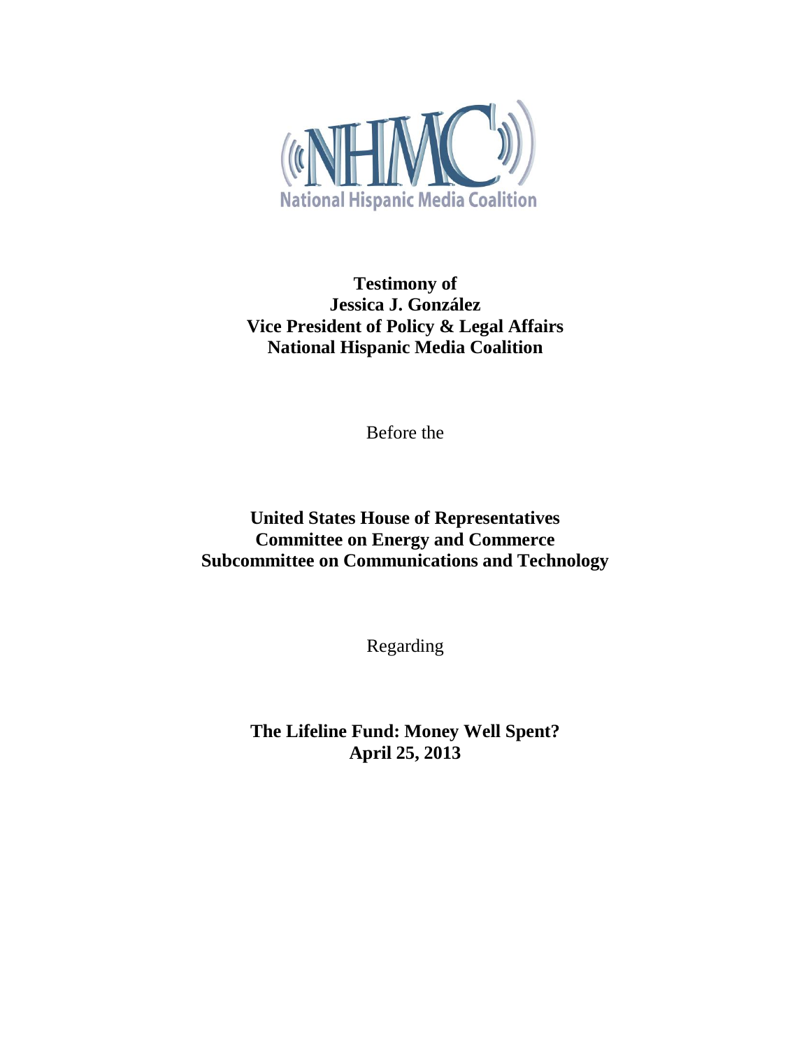NHMC

National Hispanic Media Coalition

**Testimony of**
**Jessica J. González**
**Vice President of Policy & Legal Affairs**
**National Hispanic Media Coalition**

Before the

**United States House of Representatives**
**Committee on Energy and Commerce**
**Subcommittee on Communications and Technology**

Regarding

**The Lifeline Fund: Money Well Spent?**
**April 25, 2013**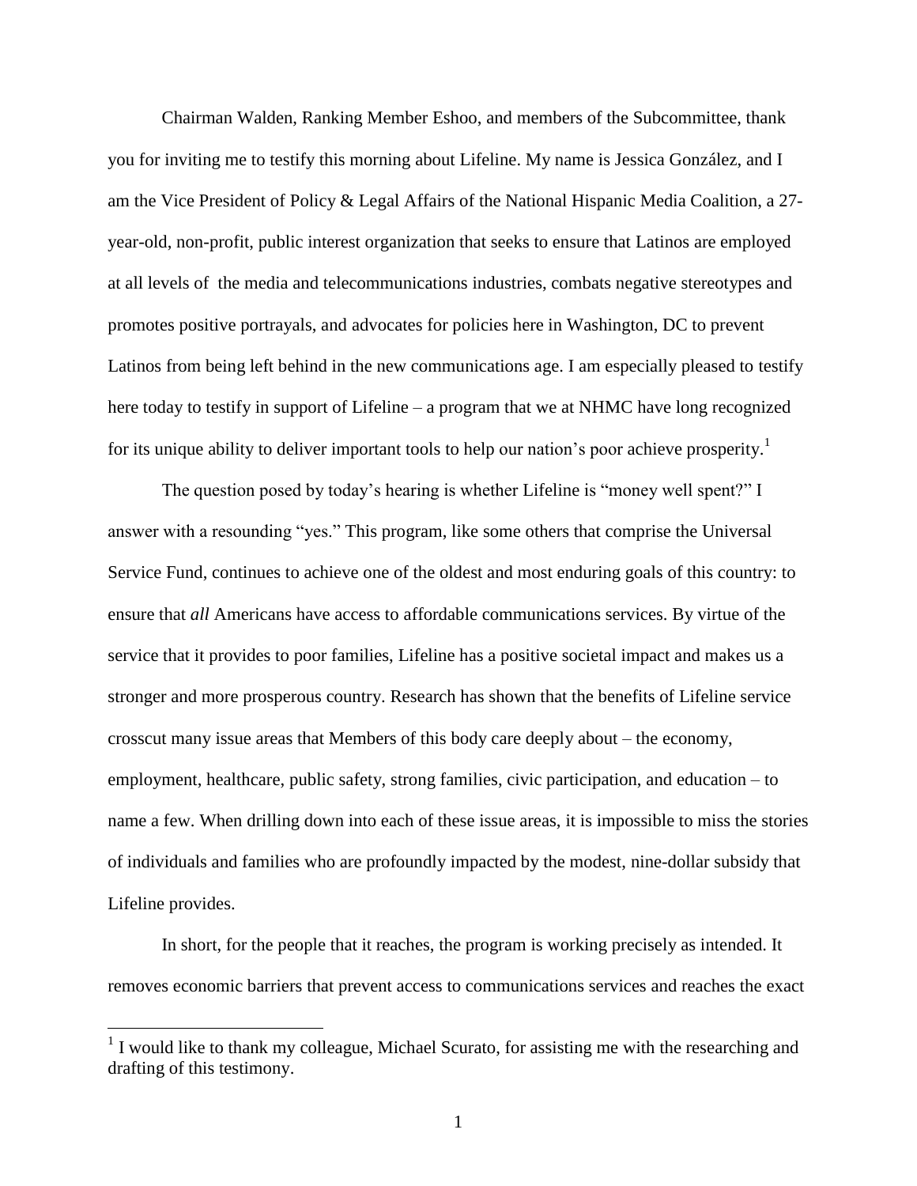Chairman Walden, Ranking Member Eshoo, and members of the Subcommittee, thank you for inviting me to testify this morning about Lifeline. My name is Jessica González, and I am the Vice President of Policy & Legal Affairs of the National Hispanic Media Coalition, a 27-year-old, non-profit, public interest organization that seeks to ensure that Latinos are employed at all levels of the media and telecommunications industries, combats negative stereotypes and promotes positive portrayals, and advocates for policies here in Washington, DC to prevent Latinos from being left behind in the new communications age. I am especially pleased to testify here today to testify in support of Lifeline – a program that we at NHMC have long recognized for its unique ability to deliver important tools to help our nation's poor achieve prosperity.[1]

The question posed by today's hearing is whether Lifeline is "money well spent?" I answer with a resounding "yes." This program, like some others that comprise the Universal Service Fund, continues to achieve one of the oldest and most enduring goals of this country: to ensure that *all* Americans have access to affordable communications services. By virtue of the service that it provides to poor families, Lifeline has a positive societal impact and makes us a stronger and more prosperous country. Research has shown that the benefits of Lifeline service crosscut many issue areas that Members of this body care deeply about – the economy, employment, healthcare, public safety, strong families, civic participation, and education – to name a few. When drilling down into each of these issue areas, it is impossible to miss the stories of individuals and families who are profoundly impacted by the modest, nine-dollar subsidy that Lifeline provides.

In short, for the people that it reaches, the program is working precisely as intended. It removes economic barriers that prevent access to communications services and reaches the exact

[1] I would like to thank my colleague, Michael Scurato, for assisting me with the researching and drafting of this testimony.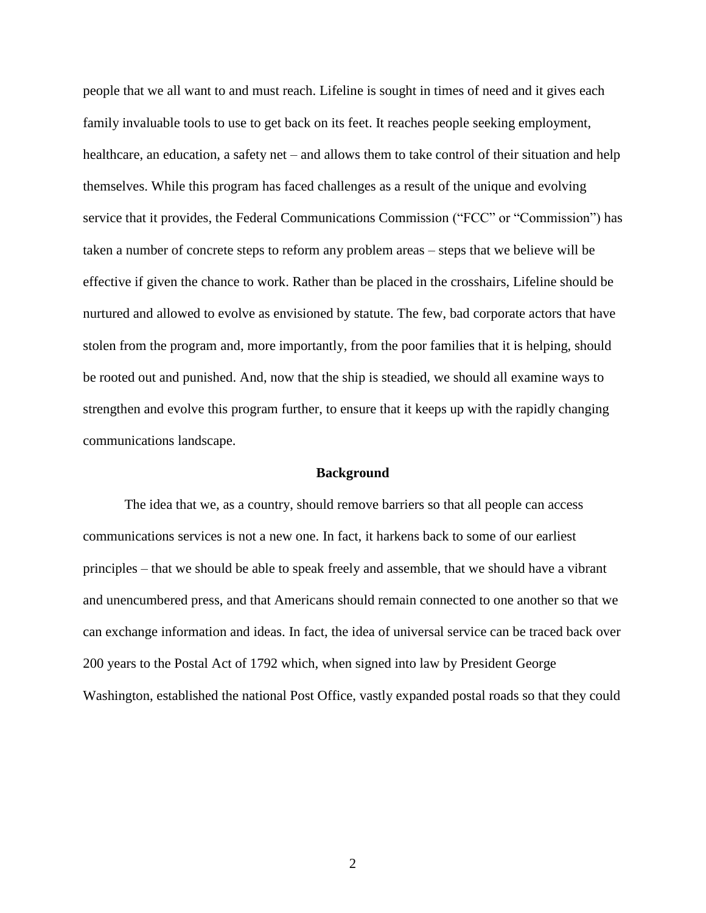people that we all want to and must reach. Lifeline is sought in times of need and it gives each family invaluable tools to use to get back on its feet. It reaches people seeking employment, healthcare, an education, a safety net – and allows them to take control of their situation and help themselves. While this program has faced challenges as a result of the unique and evolving service that it provides, the Federal Communications Commission ("FCC" or "Commission") has taken a number of concrete steps to reform any problem areas – steps that we believe will be effective if given the chance to work. Rather than be placed in the crosshairs, Lifeline should be nurtured and allowed to evolve as envisioned by statute. The few, bad corporate actors that have stolen from the program and, more importantly, from the poor families that it is helping, should be rooted out and punished. And, now that the ship is steadied, we should all examine ways to strengthen and evolve this program further, to ensure that it keeps up with the rapidly changing communications landscape.

## Background

The idea that we, as a country, should remove barriers so that all people can access communications services is not a new one. In fact, it harkens back to some of our earliest principles – that we should be able to speak freely and assemble, that we should have a vibrant and unencumbered press, and that Americans should remain connected to one another so that we can exchange information and ideas. In fact, the idea of universal service can be traced back over 200 years to the Postal Act of 1792 which, when signed into law by President George Washington, established the national Post Office, vastly expanded postal roads so that they could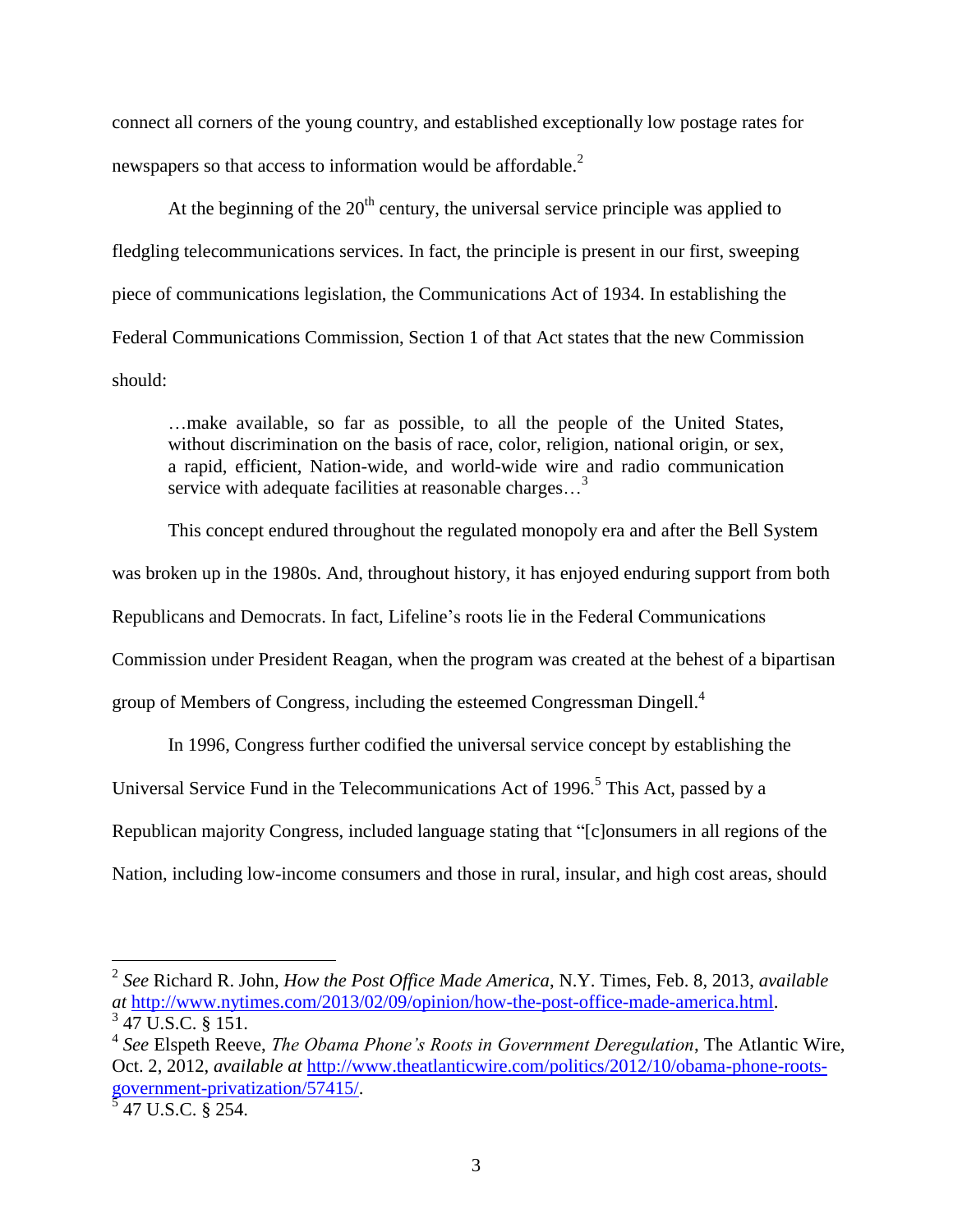connect all corners of the young country, and established exceptionally low postage rates for newspapers so that access to information would be affordable.[2]

At the beginning of the 20th century, the universal service principle was applied to fledgling telecommunications services. In fact, the principle is present in our first, sweeping piece of communications legislation, the Communications Act of 1934. In establishing the Federal Communications Commission, Section 1 of that Act states that the new Commission should:

> …make available, so far as possible, to all the people of the United States, without discrimination on the basis of race, color, religion, national origin, or sex, a rapid, efficient, Nation-wide, and world-wide wire and radio communication service with adequate facilities at reasonable charges…[3]

This concept endured throughout the regulated monopoly era and after the Bell System was broken up in the 1980s. And, throughout history, it has enjoyed enduring support from both Republicans and Democrats. In fact, Lifeline's roots lie in the Federal Communications Commission under President Reagan, when the program was created at the behest of a bipartisan group of Members of Congress, including the esteemed Congressman Dingell.[4]

In 1996, Congress further codified the universal service concept by establishing the Universal Service Fund in the Telecommunications Act of 1996.[5] This Act, passed by a Republican majority Congress, included language stating that "[c]onsumers in all regions of the Nation, including low-income consumers and those in rural, insular, and high cost areas, should

---

[2] *See* Richard R. John, *How the Post Office Made America*, N.Y. Times, Feb. 8, 2013, *available at* http://www.nytimes.com/2013/02/09/opinion/how-the-post-office-made-america.html.

[3] 47 U.S.C. § 151.

[4] *See* Elspeth Reeve, *The Obama Phone's Roots in Government Deregulation*, The Atlantic Wire, Oct. 2, 2012, *available at* http://www.theatlanticwire.com/politics/2012/10/obama-phone-roots-government-privatization/57415/.

[5] 47 U.S.C. § 254.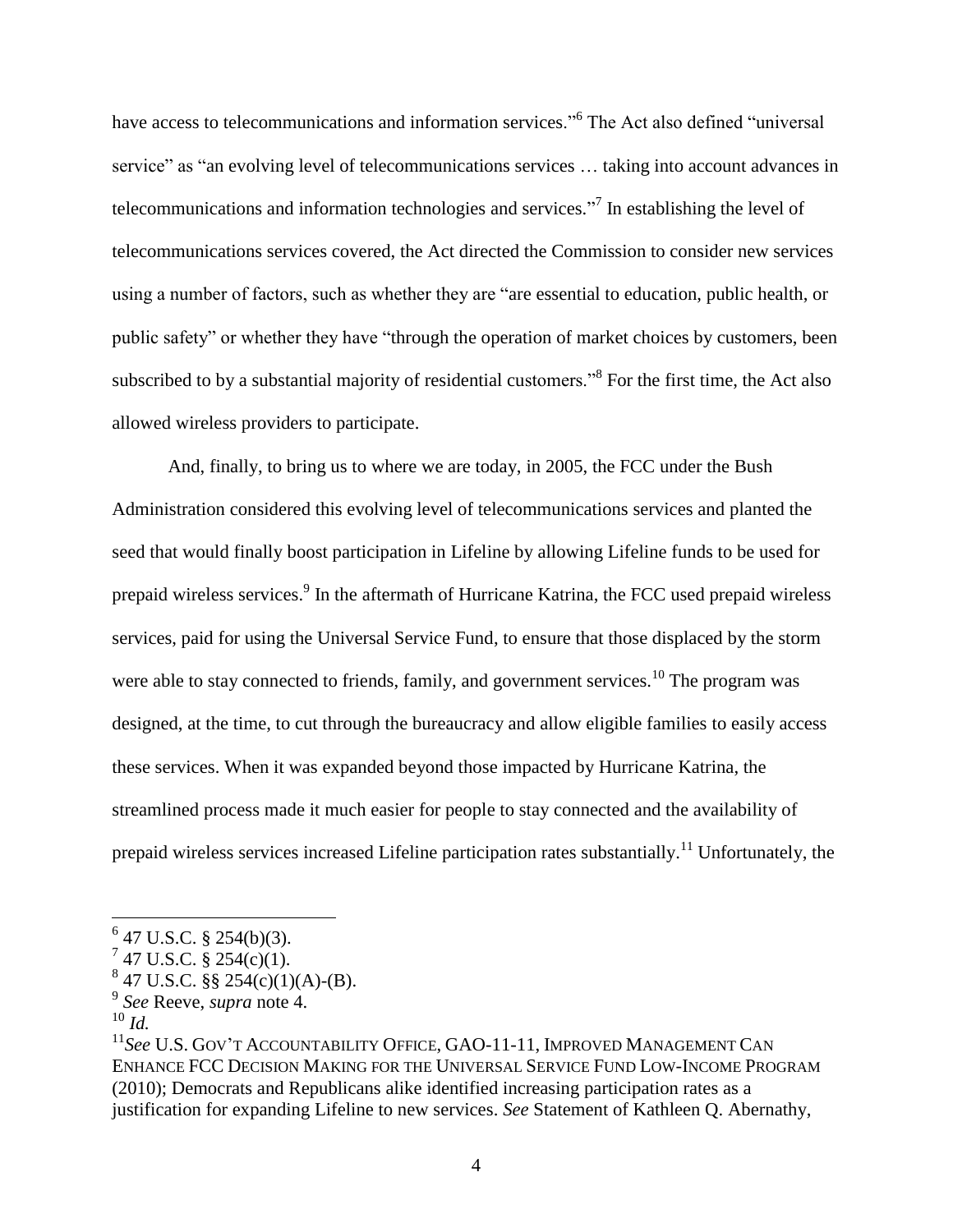have access to telecommunications and information services."[6] The Act also defined "universal service" as "an evolving level of telecommunications services … taking into account advances in telecommunications and information technologies and services."[7] In establishing the level of telecommunications services covered, the Act directed the Commission to consider new services using a number of factors, such as whether they are "are essential to education, public health, or public safety" or whether they have "through the operation of market choices by customers, been subscribed to by a substantial majority of residential customers."[8] For the first time, the Act also allowed wireless providers to participate.

And, finally, to bring us to where we are today, in 2005, the FCC under the Bush Administration considered this evolving level of telecommunications services and planted the seed that would finally boost participation in Lifeline by allowing Lifeline funds to be used for prepaid wireless services.[9] In the aftermath of Hurricane Katrina, the FCC used prepaid wireless services, paid for using the Universal Service Fund, to ensure that those displaced by the storm were able to stay connected to friends, family, and government services.[10] The program was designed, at the time, to cut through the bureaucracy and allow eligible families to easily access these services. When it was expanded beyond those impacted by Hurricane Katrina, the streamlined process made it much easier for people to stay connected and the availability of prepaid wireless services increased Lifeline participation rates substantially.[11] Unfortunately, the

---

[6] 47 U.S.C. § 254(b)(3).

[7] 47 U.S.C. § 254(c)(1).

[8] 47 U.S.C. §§ 254(c)(1)(A)-(B).

[9] *See* Reeve, *supra* note 4.

[10] *Id.*

[11] *See* U.S. GOV'T ACCOUNTABILITY OFFICE, GAO-11-11, IMPROVED MANAGEMENT CAN ENHANCE FCC DECISION MAKING FOR THE UNIVERSAL SERVICE FUND LOW-INCOME PROGRAM (2010); Democrats and Republicans alike identified increasing participation rates as a justification for expanding Lifeline to new services. *See* Statement of Kathleen Q. Abernathy,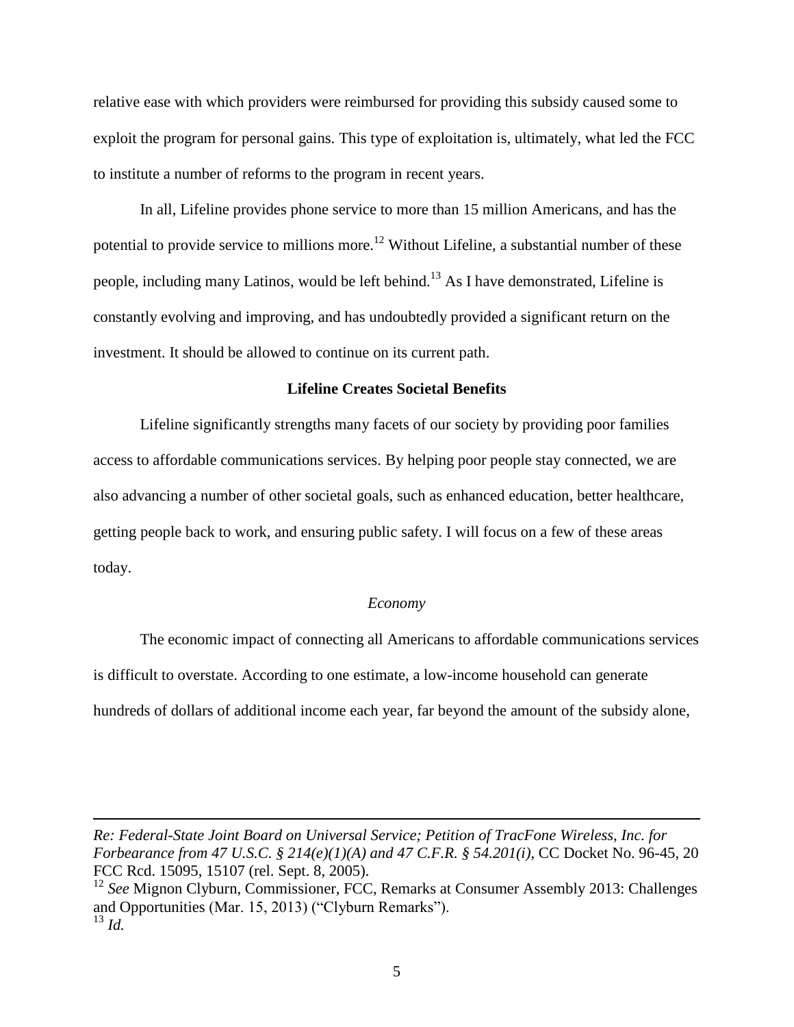relative ease with which providers were reimbursed for providing this subsidy caused some to exploit the program for personal gains. This type of exploitation is, ultimately, what led the FCC to institute a number of reforms to the program in recent years.

In all, Lifeline provides phone service to more than 15 million Americans, and has the potential to provide service to millions more.[12] Without Lifeline, a substantial number of these people, including many Latinos, would be left behind.[13] As I have demonstrated, Lifeline is constantly evolving and improving, and has undoubtedly provided a significant return on the investment. It should be allowed to continue on its current path.

**Lifeline Creates Societal Benefits**

Lifeline significantly strengths many facets of our society by providing poor families access to affordable communications services. By helping poor people stay connected, we are also advancing a number of other societal goals, such as enhanced education, better healthcare, getting people back to work, and ensuring public safety. I will focus on a few of these areas today.

*Economy*

The economic impact of connecting all Americans to affordable communications services is difficult to overstate. According to one estimate, a low-income household can generate hundreds of dollars of additional income each year, far beyond the amount of the subsidy alone,

---

*Re: Federal-State Joint Board on Universal Service; Petition of TracFone Wireless, Inc. for Forbearance from 47 U.S.C. § 214(e)(1)(A) and 47 C.F.R. § 54.201(i)*, CC Docket No. 96-45, 20 FCC Rcd. 15095, 15107 (rel. Sept. 8, 2005).

[12] *See* Mignon Clyburn, Commissioner, FCC, Remarks at Consumer Assembly 2013: Challenges and Opportunities (Mar. 15, 2013) ("Clyburn Remarks").

[13] *Id.*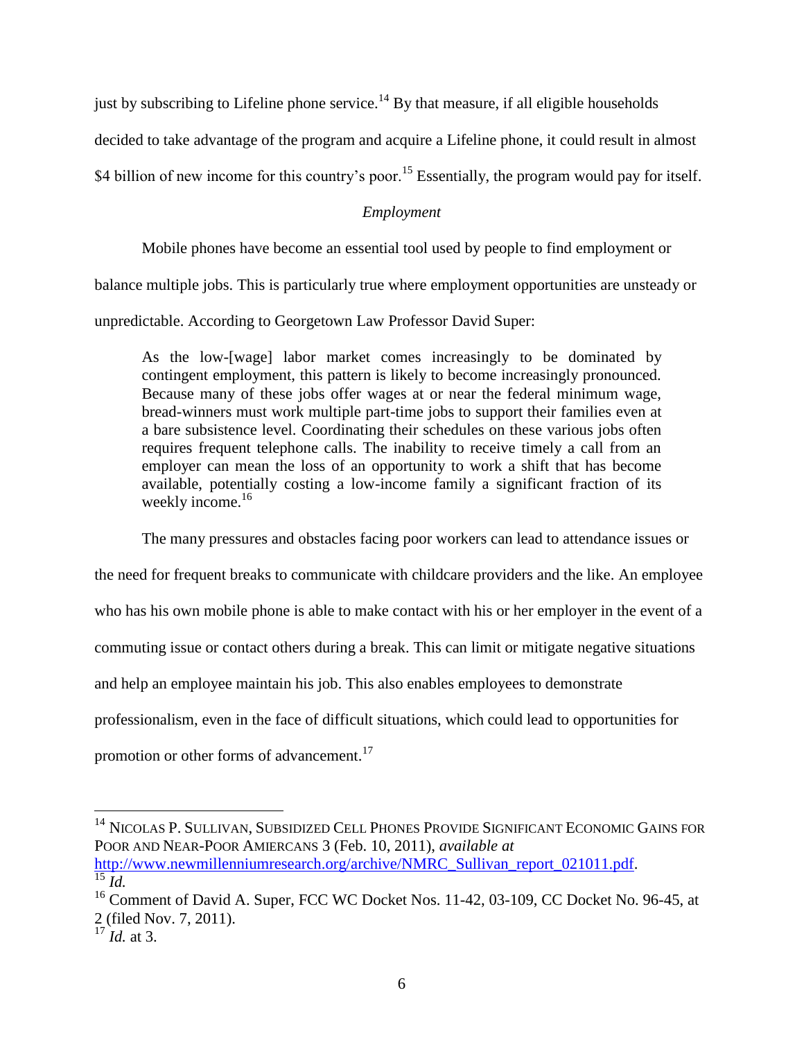just by subscribing to Lifeline phone service.[14] By that measure, if all eligible households decided to take advantage of the program and acquire a Lifeline phone, it could result in almost $4 billion of new income for this country's poor.[15] Essentially, the program would pay for itself.

*Employment*

Mobile phones have become an essential tool used by people to find employment or balance multiple jobs. This is particularly true where employment opportunities are unsteady or unpredictable. According to Georgetown Law Professor David Super:

> As the low-[wage] labor market comes increasingly to be dominated by contingent employment, this pattern is likely to become increasingly pronounced. Because many of these jobs offer wages at or near the federal minimum wage, bread-winners must work multiple part-time jobs to support their families even at a bare subsistence level. Coordinating their schedules on these various jobs often requires frequent telephone calls. The inability to receive timely a call from an employer can mean the loss of an opportunity to work a shift that has become available, potentially costing a low-income family a significant fraction of its weekly income.[16]

The many pressures and obstacles facing poor workers can lead to attendance issues or the need for frequent breaks to communicate with childcare providers and the like. An employee who has his own mobile phone is able to make contact with his or her employer in the event of a commuting issue or contact others during a break. This can limit or mitigate negative situations and help an employee maintain his job. This also enables employees to demonstrate professionalism, even in the face of difficult situations, which could lead to opportunities for promotion or other forms of advancement.[17]

---

[14] NICOLAS P. SULLIVAN, SUBSIDIZED CELL PHONES PROVIDE SIGNIFICANT ECONOMIC GAINS FOR POOR AND NEAR-POOR AMIERCANS 3 (Feb. 10, 2011), *available at* http://www.newmillenniumresearch.org/archive/NMRC_Sullivan_report_021011.pdf.

[15] *Id.*

[16] Comment of David A. Super, FCC WC Docket Nos. 11-42, 03-109, CC Docket No. 96-45, at 2 (filed Nov. 7, 2011).

[17] *Id.* at 3.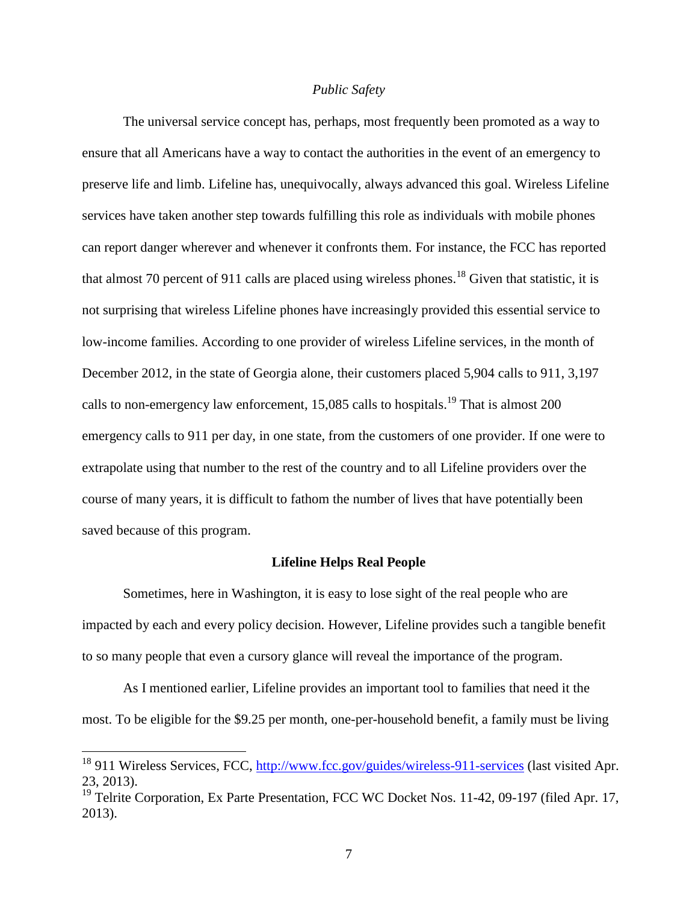*Public Safety*

The universal service concept has, perhaps, most frequently been promoted as a way to ensure that all Americans have a way to contact the authorities in the event of an emergency to preserve life and limb. Lifeline has, unequivocally, always advanced this goal. Wireless Lifeline services have taken another step towards fulfilling this role as individuals with mobile phones can report danger wherever and whenever it confronts them. For instance, the FCC has reported that almost 70 percent of 911 calls are placed using wireless phones.[18] Given that statistic, it is not surprising that wireless Lifeline phones have increasingly provided this essential service to low-income families. According to one provider of wireless Lifeline services, in the month of December 2012, in the state of Georgia alone, their customers placed 5,904 calls to 911, 3,197 calls to non-emergency law enforcement, 15,085 calls to hospitals.[19] That is almost 200 emergency calls to 911 per day, in one state, from the customers of one provider. If one were to extrapolate using that number to the rest of the country and to all Lifeline providers over the course of many years, it is difficult to fathom the number of lives that have potentially been saved because of this program.

**Lifeline Helps Real People**

Sometimes, here in Washington, it is easy to lose sight of the real people who are impacted by each and every policy decision. However, Lifeline provides such a tangible benefit to so many people that even a cursory glance will reveal the importance of the program.

As I mentioned earlier, Lifeline provides an important tool to families that need it the most. To be eligible for the $9.25 per month, one-per-household benefit, a family must be living

---

[18] 911 Wireless Services, FCC, http://www.fcc.gov/guides/wireless-911-services (last visited Apr. 23, 2013).

[19] Telrite Corporation, Ex Parte Presentation, FCC WC Docket Nos. 11-42, 09-197 (filed Apr. 17, 2013).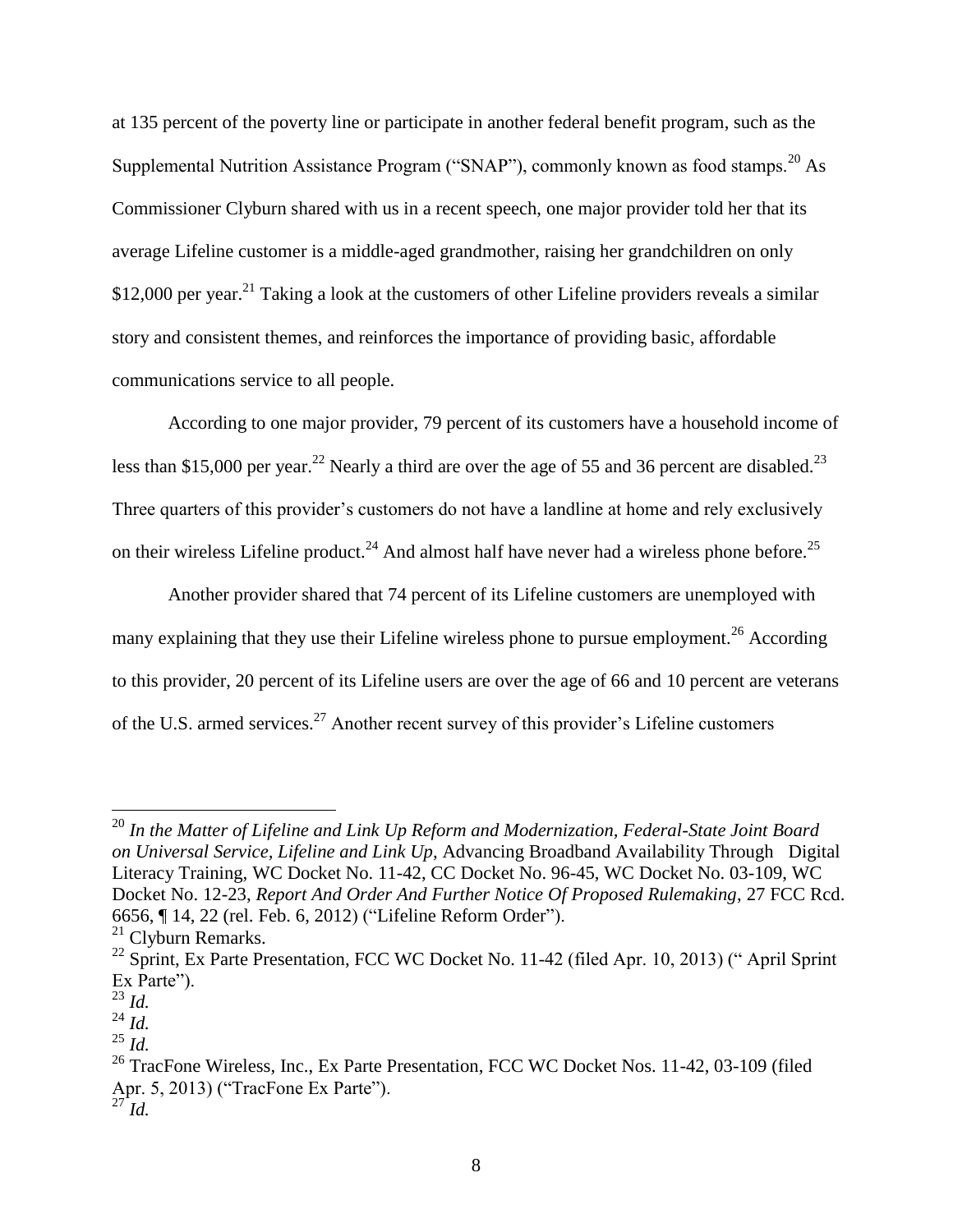at 135 percent of the poverty line or participate in another federal benefit program, such as the Supplemental Nutrition Assistance Program ("SNAP"), commonly known as food stamps.[20] As Commissioner Clyburn shared with us in a recent speech, one major provider told her that its average Lifeline customer is a middle-aged grandmother, raising her grandchildren on only $12,000 per year.[21] Taking a look at the customers of other Lifeline providers reveals a similar story and consistent themes, and reinforces the importance of providing basic, affordable communications service to all people.

According to one major provider, 79 percent of its customers have a household income of less than $15,000 per year.[22] Nearly a third are over the age of 55 and 36 percent are disabled.[23] Three quarters of this provider's customers do not have a landline at home and rely exclusively on their wireless Lifeline product.[24] And almost half have never had a wireless phone before.[25]

Another provider shared that 74 percent of its Lifeline customers are unemployed with many explaining that they use their Lifeline wireless phone to pursue employment.[26] According to this provider, 20 percent of its Lifeline users are over the age of 66 and 10 percent are veterans of the U.S. armed services.[27] Another recent survey of this provider's Lifeline customers

---

[20] *In the Matter of Lifeline and Link Up Reform and Modernization, Federal-State Joint Board on Universal Service, Lifeline and Link Up*, Advancing Broadband Availability Through Digital Literacy Training, WC Docket No. 11-42, CC Docket No. 96-45, WC Docket No. 03-109, WC Docket No. 12-23, *Report And Order And Further Notice Of Proposed Rulemaking*, 27 FCC Rcd. 6656, ¶ 14, 22 (rel. Feb. 6, 2012) ("Lifeline Reform Order").

[21] Clyburn Remarks.

[22] Sprint, Ex Parte Presentation, FCC WC Docket No. 11-42 (filed Apr. 10, 2013) (" April Sprint Ex Parte").

[23] *Id.*

[24] *Id.*

[25] *Id.*

[26] TracFone Wireless, Inc., Ex Parte Presentation, FCC WC Docket Nos. 11-42, 03-109 (filed Apr. 5, 2013) ("TracFone Ex Parte").

[27] *Id.*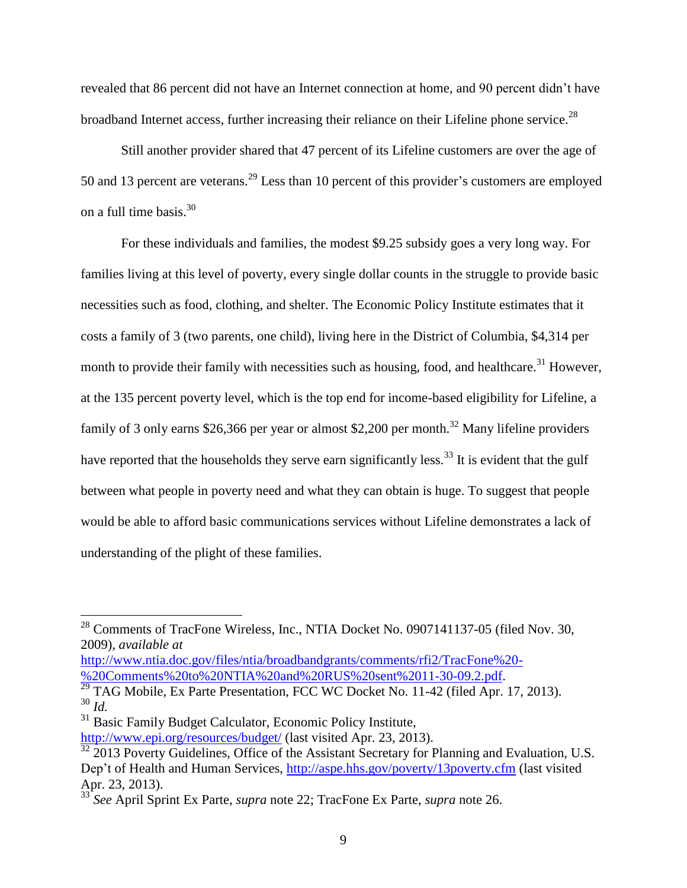revealed that 86 percent did not have an Internet connection at home, and 90 percent didn't have broadband Internet access, further increasing their reliance on their Lifeline phone service.[28]

Still another provider shared that 47 percent of its Lifeline customers are over the age of 50 and 13 percent are veterans.[29] Less than 10 percent of this provider's customers are employed on a full time basis.[30]

For these individuals and families, the modest $9.25 subsidy goes a very long way. For families living at this level of poverty, every single dollar counts in the struggle to provide basic necessities such as food, clothing, and shelter. The Economic Policy Institute estimates that it costs a family of 3 (two parents, one child), living here in the District of Columbia, $4,314 per month to provide their family with necessities such as housing, food, and healthcare.[31] However, at the 135 percent poverty level, which is the top end for income-based eligibility for Lifeline, a family of 3 only earns $26,366 per year or almost $2,200 per month.[32] Many lifeline providers have reported that the households they serve earn significantly less.[33] It is evident that the gulf between what people in poverty need and what they can obtain is huge. To suggest that people would be able to afford basic communications services without Lifeline demonstrates a lack of understanding of the plight of these families.

---

[28] Comments of TracFone Wireless, Inc., NTIA Docket No. 0907141137-05 (filed Nov. 30, 2009), *available at* http://www.ntia.doc.gov/files/ntia/broadbandgrants/comments/rfi2/TracFone%20-%20Comments%20to%20NTIA%20and%20RUS%20sent%2011-30-09.2.pdf.

[29] TAG Mobile, Ex Parte Presentation, FCC WC Docket No. 11-42 (filed Apr. 17, 2013).

[30] *Id.*

[31] Basic Family Budget Calculator, Economic Policy Institute, http://www.epi.org/resources/budget/ (last visited Apr. 23, 2013).

[32] 2013 Poverty Guidelines, Office of the Assistant Secretary for Planning and Evaluation, U.S. Dep't of Health and Human Services, http://aspe.hhs.gov/poverty/13poverty.cfm (last visited Apr. 23, 2013).

[33] *See* April Sprint Ex Parte, *supra* note 22; TracFone Ex Parte, *supra* note 26.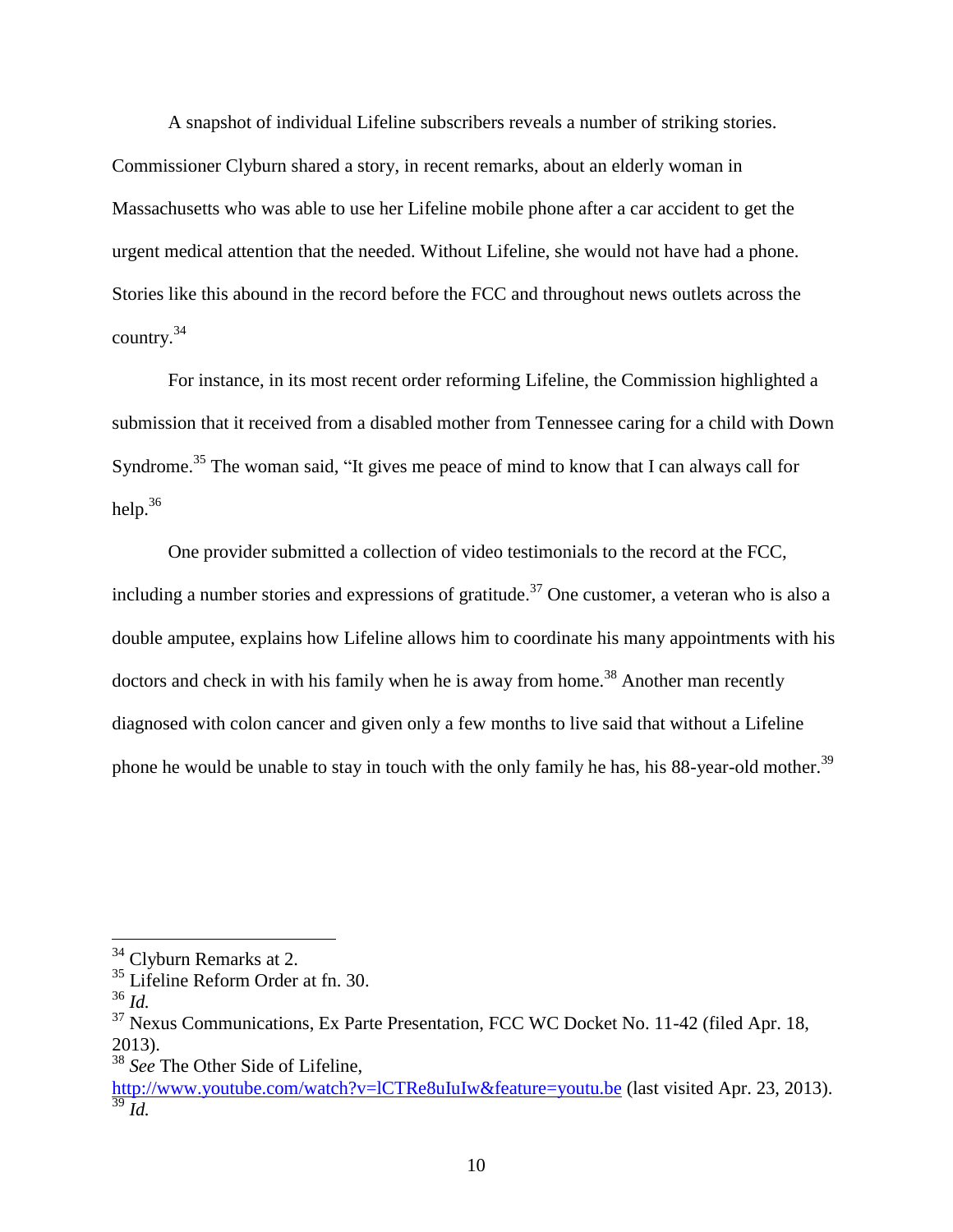A snapshot of individual Lifeline subscribers reveals a number of striking stories. Commissioner Clyburn shared a story, in recent remarks, about an elderly woman in Massachusetts who was able to use her Lifeline mobile phone after a car accident to get the urgent medical attention that the needed. Without Lifeline, she would not have had a phone. Stories like this abound in the record before the FCC and throughout news outlets across the country.[34]

For instance, in its most recent order reforming Lifeline, the Commission highlighted a submission that it received from a disabled mother from Tennessee caring for a child with Down Syndrome.[35] The woman said, "It gives me peace of mind to know that I can always call for help.[36]

One provider submitted a collection of video testimonials to the record at the FCC, including a number stories and expressions of gratitude.[37] One customer, a veteran who is also a double amputee, explains how Lifeline allows him to coordinate his many appointments with his doctors and check in with his family when he is away from home.[38] Another man recently diagnosed with colon cancer and given only a few months to live said that without a Lifeline phone he would be unable to stay in touch with the only family he has, his 88-year-old mother.[39]

---

[34] Clyburn Remarks at 2.

[35] Lifeline Reform Order at fn. 30.

[36] *Id.*

[37] Nexus Communications, Ex Parte Presentation, FCC WC Docket No. 11-42 (filed Apr. 18, 2013).

[38] *See* The Other Side of Lifeline, http://www.youtube.com/watch?v=lCTRe8uIuIw&feature=youtu.be (last visited Apr. 23, 2013).

[39] *Id.*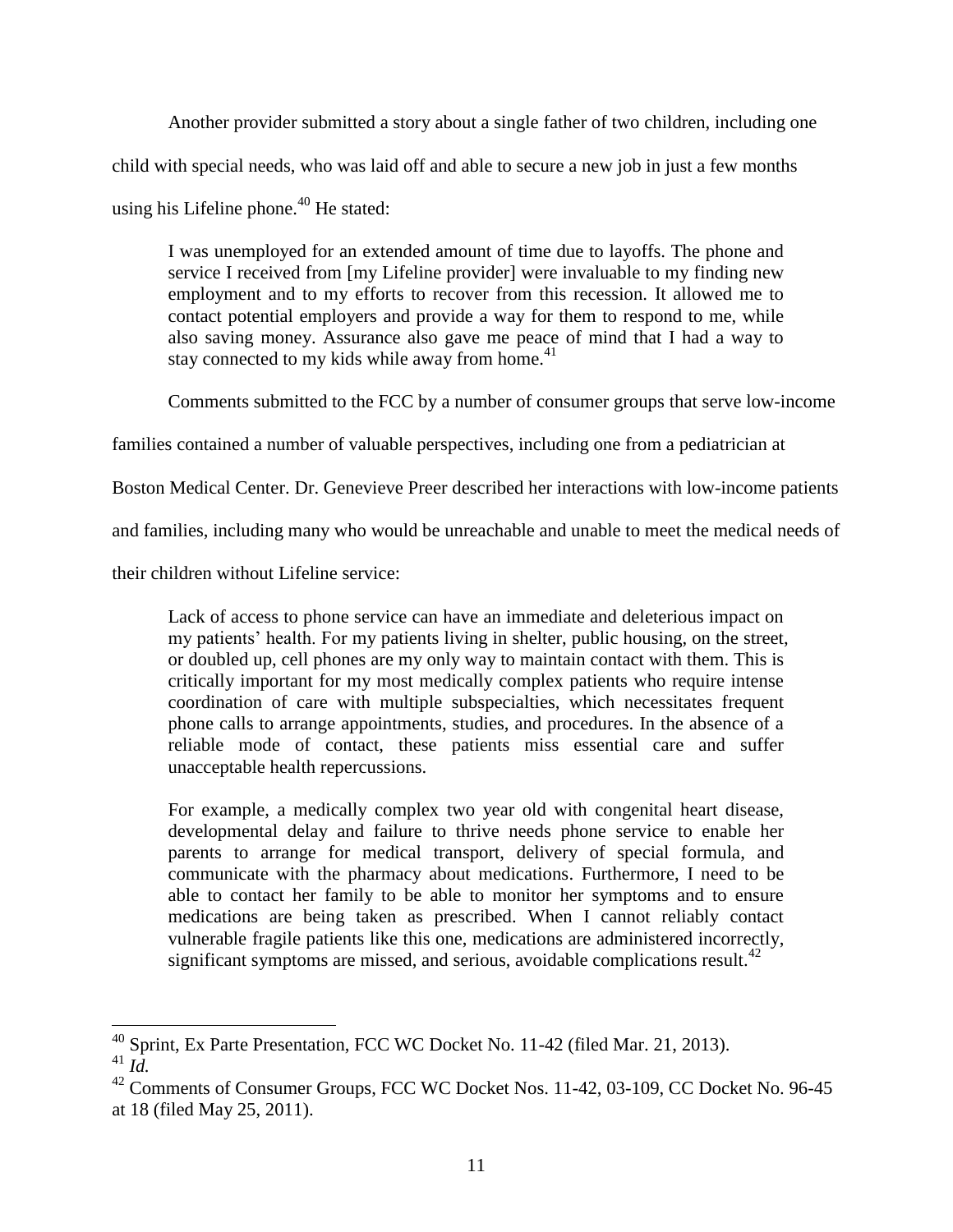Another provider submitted a story about a single father of two children, including one child with special needs, who was laid off and able to secure a new job in just a few months using his Lifeline phone.[40] He stated:

> I was unemployed for an extended amount of time due to layoffs. The phone and service I received from [my Lifeline provider] were invaluable to my finding new employment and to my efforts to recover from this recession. It allowed me to contact potential employers and provide a way for them to respond to me, while also saving money. Assurance also gave me peace of mind that I had a way to stay connected to my kids while away from home.[41]

Comments submitted to the FCC by a number of consumer groups that serve low-income families contained a number of valuable perspectives, including one from a pediatrician at Boston Medical Center. Dr. Genevieve Preer described her interactions with low-income patients and families, including many who would be unreachable and unable to meet the medical needs of their children without Lifeline service:

> Lack of access to phone service can have an immediate and deleterious impact on my patients' health. For my patients living in shelter, public housing, on the street, or doubled up, cell phones are my only way to maintain contact with them. This is critically important for my most medically complex patients who require intense coordination of care with multiple subspecialties, which necessitates frequent phone calls to arrange appointments, studies, and procedures. In the absence of a reliable mode of contact, these patients miss essential care and suffer unacceptable health repercussions.
>
> For example, a medically complex two year old with congenital heart disease, developmental delay and failure to thrive needs phone service to enable her parents to arrange for medical transport, delivery of special formula, and communicate with the pharmacy about medications. Furthermore, I need to be able to contact her family to be able to monitor her symptoms and to ensure medications are being taken as prescribed. When I cannot reliably contact vulnerable fragile patients like this one, medications are administered incorrectly, significant symptoms are missed, and serious, avoidable complications result.[42]

---

[40] Sprint, Ex Parte Presentation, FCC WC Docket No. 11-42 (filed Mar. 21, 2013).

[41] *Id.*

[42] Comments of Consumer Groups, FCC WC Docket Nos. 11-42, 03-109, CC Docket No. 96-45 at 18 (filed May 25, 2011).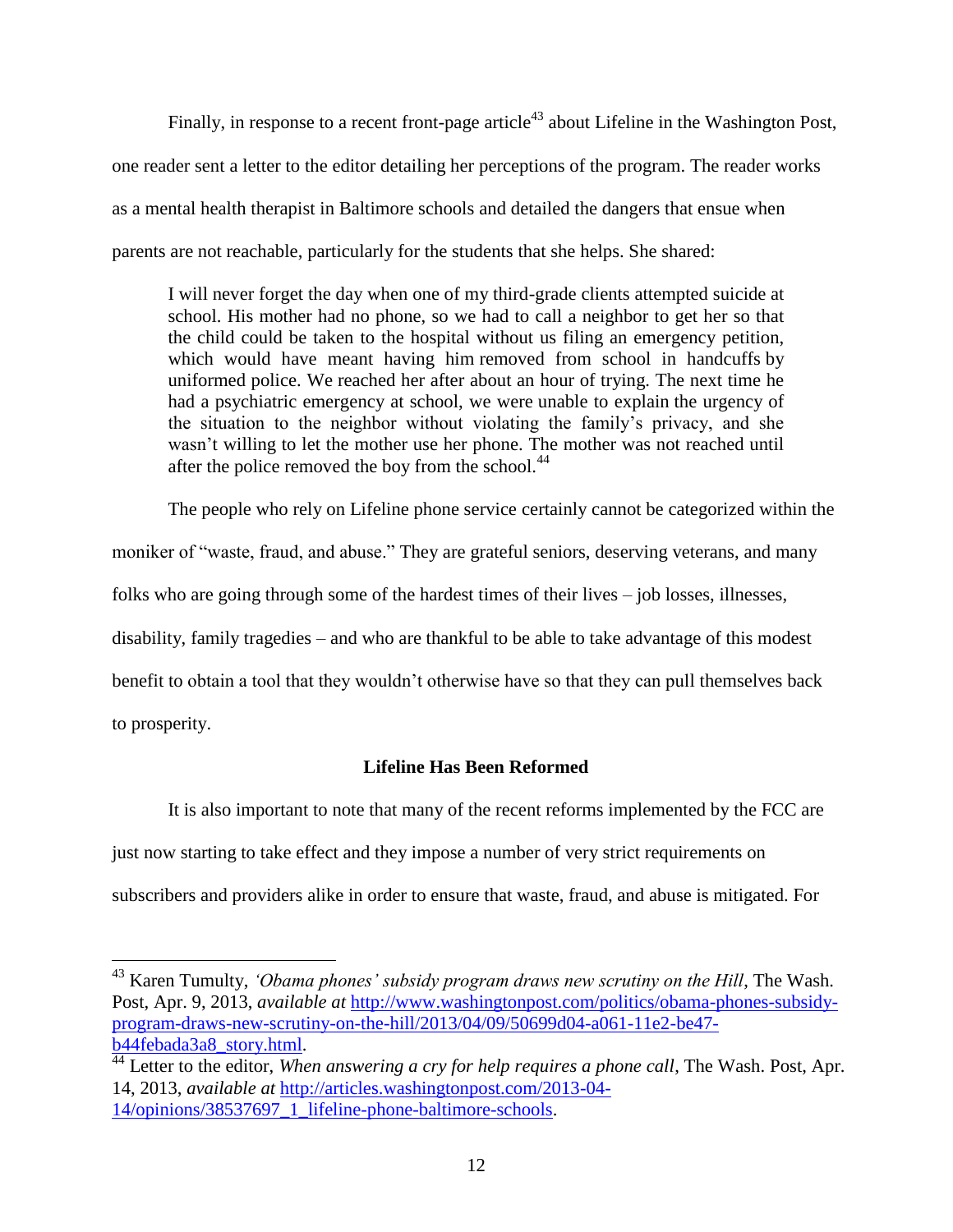Finally, in response to a recent front-page article[43] about Lifeline in the Washington Post, one reader sent a letter to the editor detailing her perceptions of the program. The reader works as a mental health therapist in Baltimore schools and detailed the dangers that ensue when parents are not reachable, particularly for the students that she helps. She shared:

> I will never forget the day when one of my third-grade clients attempted suicide at school. His mother had no phone, so we had to call a neighbor to get her so that the child could be taken to the hospital without us filing an emergency petition, which would have meant having him removed from school in handcuffs by uniformed police. We reached her after about an hour of trying. The next time he had a psychiatric emergency at school, we were unable to explain the urgency of the situation to the neighbor without violating the family's privacy, and she wasn't willing to let the mother use her phone. The mother was not reached until after the police removed the boy from the school.[44]

The people who rely on Lifeline phone service certainly cannot be categorized within the moniker of "waste, fraud, and abuse." They are grateful seniors, deserving veterans, and many folks who are going through some of the hardest times of their lives – job losses, illnesses, disability, family tragedies – and who are thankful to be able to take advantage of this modest benefit to obtain a tool that they wouldn't otherwise have so that they can pull themselves back to prosperity.

**Lifeline Has Been Reformed**

It is also important to note that many of the recent reforms implemented by the FCC are just now starting to take effect and they impose a number of very strict requirements on subscribers and providers alike in order to ensure that waste, fraud, and abuse is mitigated. For

---

[43] Karen Tumulty, *'Obama phones' subsidy program draws new scrutiny on the Hill*, The Wash. Post, Apr. 9, 2013, *available at* http://www.washingtonpost.com/politics/obama-phones-subsidy-program-draws-new-scrutiny-on-the-hill/2013/04/09/50699d04-a061-11e2-be47-b44febada3a8_story.html.

[44] Letter to the editor, *When answering a cry for help requires a phone call*, The Wash. Post, Apr. 14, 2013, *available at* http://articles.washingtonpost.com/2013-04-14/opinions/38537697_1_lifeline-phone-baltimore-schools.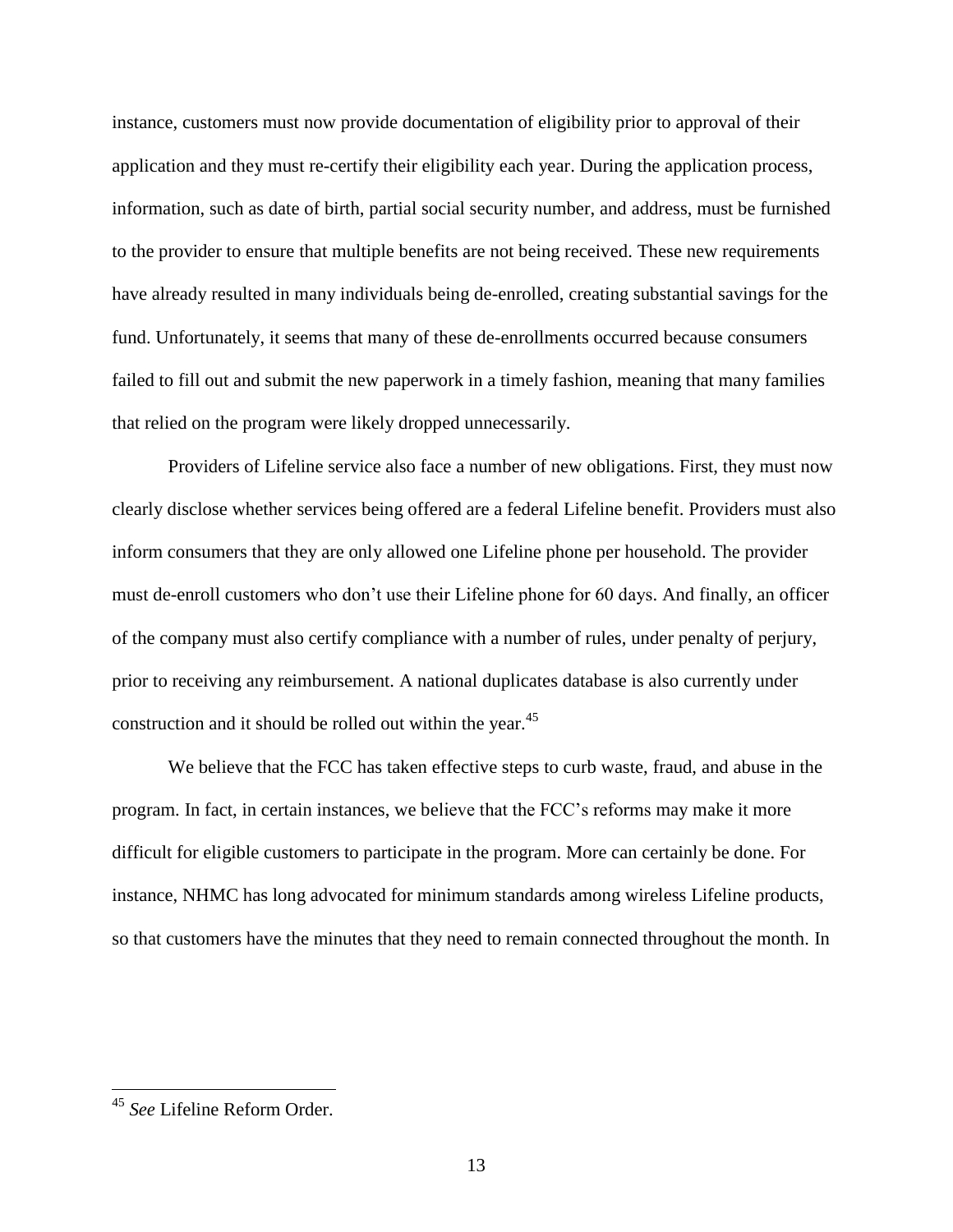instance, customers must now provide documentation of eligibility prior to approval of their application and they must re-certify their eligibility each year. During the application process, information, such as date of birth, partial social security number, and address, must be furnished to the provider to ensure that multiple benefits are not being received. These new requirements have already resulted in many individuals being de-enrolled, creating substantial savings for the fund. Unfortunately, it seems that many of these de-enrollments occurred because consumers failed to fill out and submit the new paperwork in a timely fashion, meaning that many families that relied on the program were likely dropped unnecessarily.

Providers of Lifeline service also face a number of new obligations. First, they must now clearly disclose whether services being offered are a federal Lifeline benefit. Providers must also inform consumers that they are only allowed one Lifeline phone per household. The provider must de-enroll customers who don't use their Lifeline phone for 60 days. And finally, an officer of the company must also certify compliance with a number of rules, under penalty of perjury, prior to receiving any reimbursement. A national duplicates database is also currently under construction and it should be rolled out within the year.[45]

We believe that the FCC has taken effective steps to curb waste, fraud, and abuse in the program. In fact, in certain instances, we believe that the FCC's reforms may make it more difficult for eligible customers to participate in the program. More can certainly be done. For instance, NHMC has long advocated for minimum standards among wireless Lifeline products, so that customers have the minutes that they need to remain connected throughout the month. In

---

[45] *See* Lifeline Reform Order.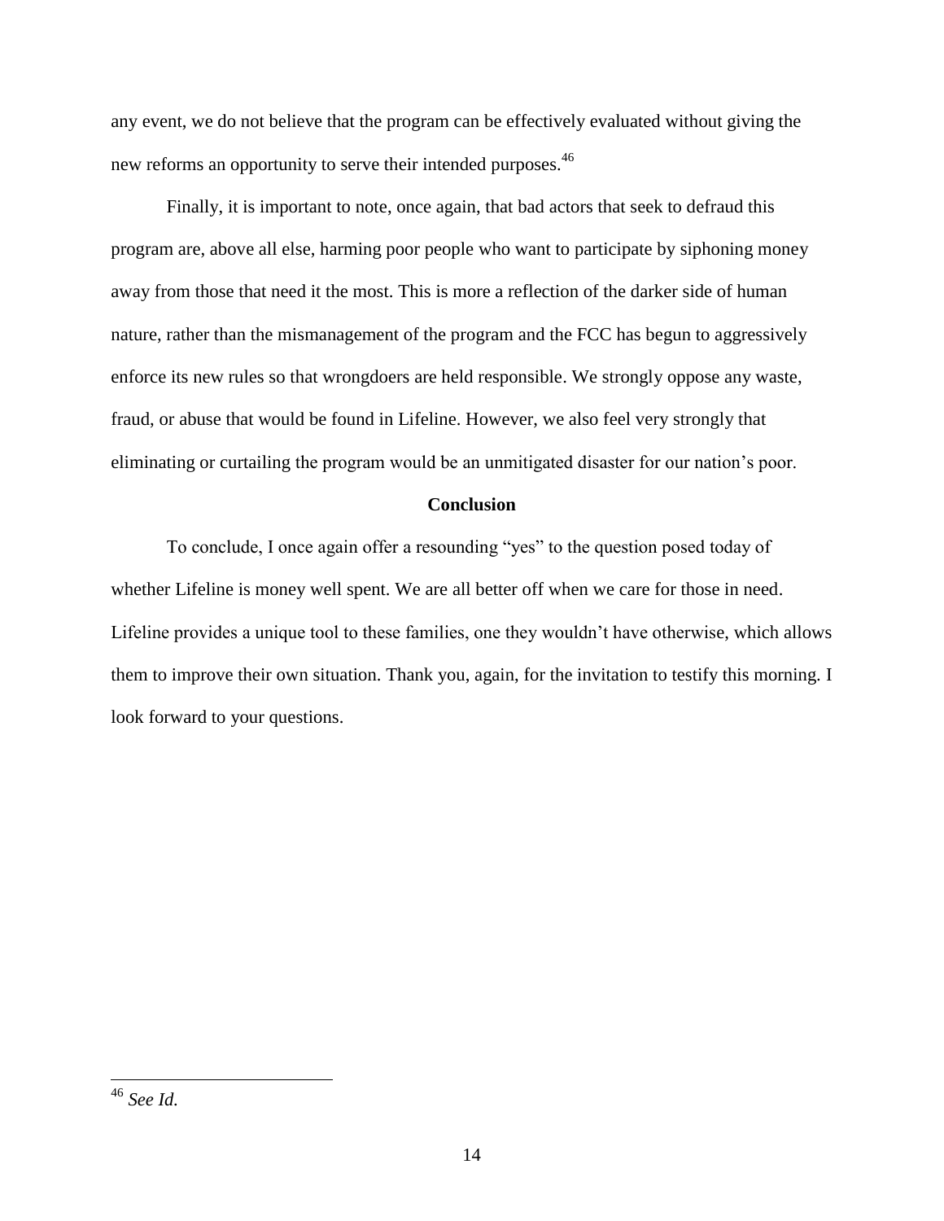any event, we do not believe that the program can be effectively evaluated without giving the new reforms an opportunity to serve their intended purposes.[46]

Finally, it is important to note, once again, that bad actors that seek to defraud this program are, above all else, harming poor people who want to participate by siphoning money away from those that need it the most. This is more a reflection of the darker side of human nature, rather than the mismanagement of the program and the FCC has begun to aggressively enforce its new rules so that wrongdoers are held responsible. We strongly oppose any waste, fraud, or abuse that would be found in Lifeline. However, we also feel very strongly that eliminating or curtailing the program would be an unmitigated disaster for our nation's poor.

**Conclusion**

To conclude, I once again offer a resounding "yes" to the question posed today of whether Lifeline is money well spent. We are all better off when we care for those in need. Lifeline provides a unique tool to these families, one they wouldn't have otherwise, which allows them to improve their own situation. Thank you, again, for the invitation to testify this morning. I look forward to your questions.

---

[46] *See Id.*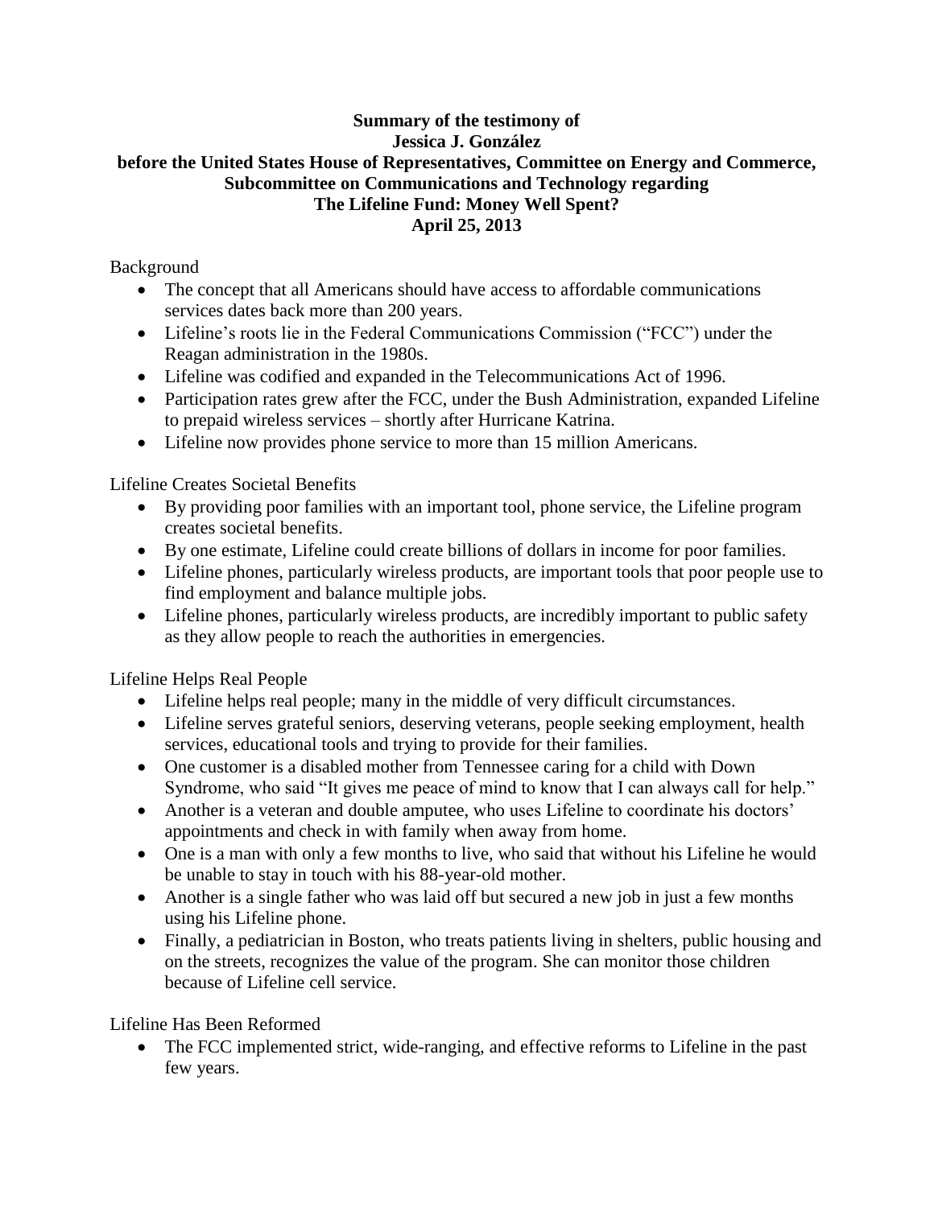**Summary of the testimony of**
**Jessica J. González**
**before the United States House of Representatives, Committee on Energy and Commerce, Subcommittee on Communications and Technology regarding**
**The Lifeline Fund: Money Well Spent?**
**April 25, 2013**

Background

- The concept that all Americans should have access to affordable communications services dates back more than 200 years.
- Lifeline's roots lie in the Federal Communications Commission ("FCC") under the Reagan administration in the 1980s.
- Lifeline was codified and expanded in the Telecommunications Act of 1996.
- Participation rates grew after the FCC, under the Bush Administration, expanded Lifeline to prepaid wireless services – shortly after Hurricane Katrina.
- Lifeline now provides phone service to more than 15 million Americans.

Lifeline Creates Societal Benefits

- By providing poor families with an important tool, phone service, the Lifeline program creates societal benefits.
- By one estimate, Lifeline could create billions of dollars in income for poor families.
- Lifeline phones, particularly wireless products, are important tools that poor people use to find employment and balance multiple jobs.
- Lifeline phones, particularly wireless products, are incredibly important to public safety as they allow people to reach the authorities in emergencies.

Lifeline Helps Real People

- Lifeline helps real people; many in the middle of very difficult circumstances.
- Lifeline serves grateful seniors, deserving veterans, people seeking employment, health services, educational tools and trying to provide for their families.
- One customer is a disabled mother from Tennessee caring for a child with Down Syndrome, who said "It gives me peace of mind to know that I can always call for help."
- Another is a veteran and double amputee, who uses Lifeline to coordinate his doctors' appointments and check in with family when away from home.
- One is a man with only a few months to live, who said that without his Lifeline he would be unable to stay in touch with his 88-year-old mother.
- Another is a single father who was laid off but secured a new job in just a few months using his Lifeline phone.
- Finally, a pediatrician in Boston, who treats patients living in shelters, public housing and on the streets, recognizes the value of the program. She can monitor those children because of Lifeline cell service.

Lifeline Has Been Reformed

- The FCC implemented strict, wide-ranging, and effective reforms to Lifeline in the past few years.